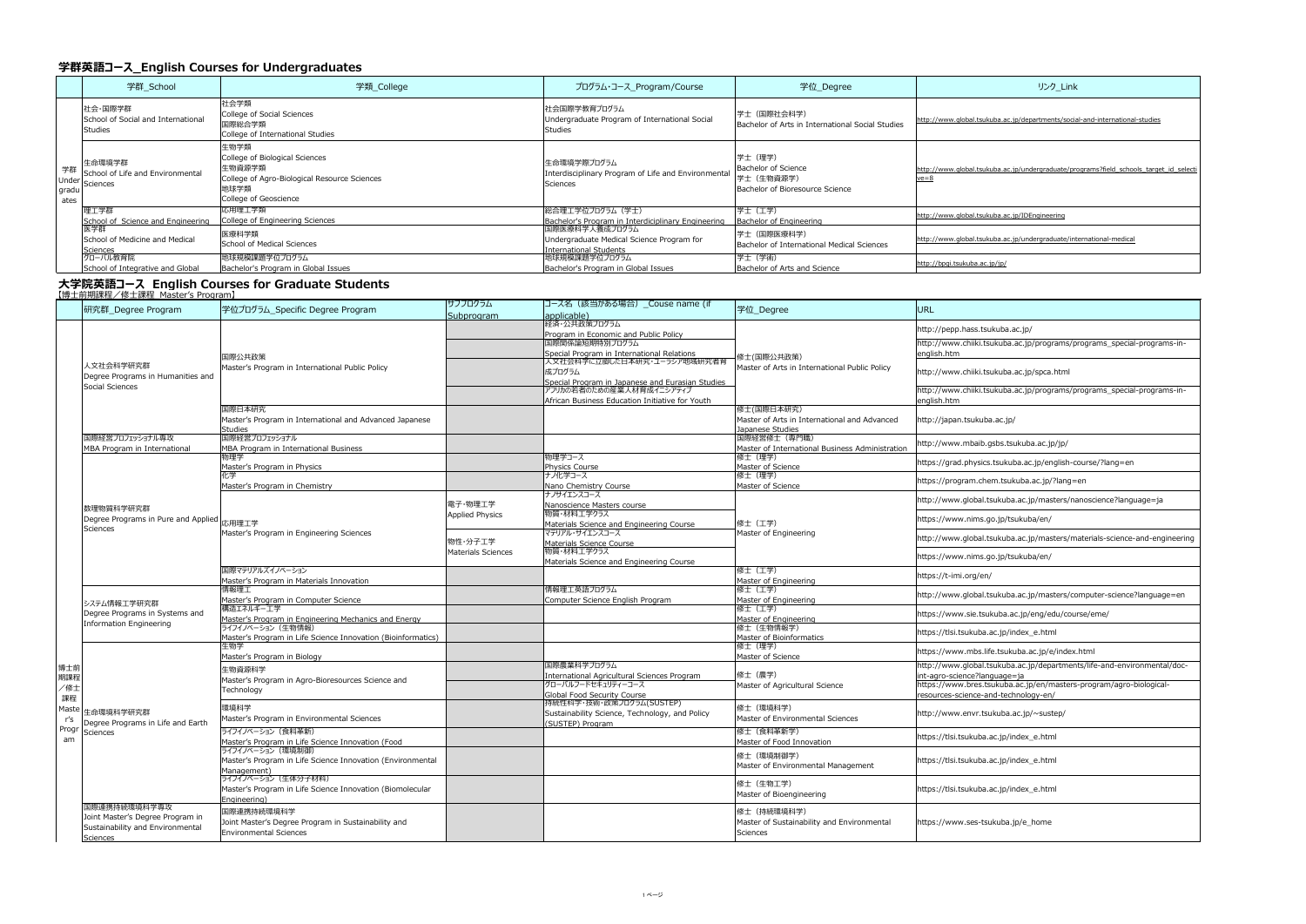## 学群英語コース_English Courses for Undergraduates

| | 学群_School | 学類_College | プログラム・コース_Program/Course | 学位_Degree | リンク_Link |
|---|---|---|---|---|---|
| 学群 Undergraduates | 社会・国際学群 School of Social and International Studies | 社会学類 College of Social Sciences 国際総合学類 College of International Studies | 社会国際学教育プログラム Undergraduate Program of International Social Studies | 学士（国際社会科学） Bachelor of Arts in International Social Studies | http://www.global.tsukuba.ac.jp/departments/social-and-international-studies |
| | 生命環境学群 School of Life and Environmental Sciences | 生物学類 College of Biological Sciences 生物資源学類 College of Agro-Biological Resource Sciences 地球学類 College of Geoscience | 生命環境学際プログラム Interdisciplinary Program of Life and Environmental Sciences | 学士（理学） Bachelor of Science 学士（生物資源学） Bachelor of Bioresource Science | http://www.global.tsukuba.ac.jp/undergraduate/programs?field_schools_target_id_selective=8 |
| | 理工学群 School of Science and Engineering | 応用理工学類 College of Engineering Sciences | 総合理工学位プログラム（学士） Bachelor's Program in Interdiciplinary Engineering | 学士（工学） Bachelor of Engineering | http://www.global.tsukuba.ac.jp/IDEngineering |
| | 医学群 School of Medicine and Medical Sciences | 医療科学類 School of Medical Sciences | 国際医療科学人養成プログラム Undergraduate Medical Science Program for International Students | 学士（国際医療科学） Bachelor of International Medical Sciences | http://www.global.tsukuba.ac.jp/undergraduate/international-medical |
| | グローバル教育院 School of Integrative and Global | 地球規模課題学位プログラム Bachelor's Program in Global Issues | 地球規模課題学位プログラム Bachelor's Program in Global Issues | 学士（学術） Bachelor of Arts and Science | http://bpgi.tsukuba.ac.jp/jp/ |

## 大学院英語コース_English Courses for Graduate Students

【博士前期課程／修士課程_Master's Program】

| | 研究群_Degree Program | 学位プログラム_Specific Degree Program | サブプログラム Subprogram | コース名（該当がある場合）_Couse name (if applicable) | 学位_Degree | URL |
|---|---|---|---|---|---|---|
| 博士前期課程／修士課程 Master's Program | 人文社会科学研究群 Degree Programs in Humanities and Social Sciences | 国際公共政策 Master's Program in International Public Policy | | 経済・公共政策プログラム Program in Economic and Public Policy | 修士(国際公共政策) Master of Arts in International Public Policy | http://pepp.hass.tsukuba.ac.jp/ |
| | | | | 国際関係論短期特別プログラム Special Program in International Relations | | http://www.chiiki.tsukuba.ac.jp/programs/programs_special-programs-in-english.htm |
| | | | | 人文社会科学に立脚した日本研究・ユーラシア地域研究者育成プログラム Special Program in Japanese and Eurasian Studies | | http://www.chiiki.tsukuba.ac.jp/spca.html |
| | | | | アフリカの若者のための産業人材育成イニシアティブ African Business Education Initiative for Youth | | http://www.chiiki.tsukuba.ac.jp/programs/programs_special-programs-in-english.htm |
| | | 国際日本研究 Master's Program in International and Advanced Japanese Studies | | | 修士(国際日本研究) Master of Arts in International and Advanced Japanese Studies | http://japan.tsukuba.ac.jp/ |
| | 国際経営プロフェッショナル専攻 MBA Program in International | 国際経営プロフェッショナル MBA Program in International Business | | | 国際経営修士（専門職） Master of International Business Administration | http://www.mbaib.gsbs.tsukuba.ac.jp/jp/ |
| | 数理物質科学研究群 Degree Programs in Pure and Applied Sciences | 物理学 Master's Program in Physics | | 物理学コース Physics Course | 修士（理学） Master of Science | https://grad.physics.tsukuba.ac.jp/english-course/?lang=en |
| | | 化学 Master's Program in Chemistry | | ナノ化学コース Nano Chemistry Course | 修士（理学） Master of Science | https://program.chem.tsukuba.ac.jp/?lang=en |
| | | 応用理工学 Master's Program in Engineering Sciences | 電子・物理工学 Applied Physics | ナノサイエンスコース Nanoscience Masters course | 修士（工学） Master of Engineering | http://www.global.tsukuba.ac.jp/masters/nanoscience?language=ja |
| | | | | 物質・材料工学クラス Materials Science and Engineering Course | | https://www.nims.go.jp/tsukuba/en/ |
| | | | 物性・分子工学 Materials Sciences | マテリアル・サイエンスコース Materials Science Course | | http://www.global.tsukuba.ac.jp/masters/materials-science-and-engineering |
| | | | | 物質・材料工学クラス Materials Science and Engineering Course | | https://www.nims.go.jp/tsukuba/en/ |
| | | 国際マテリアルズイノベーション Master's Program in Materials Innovation | | | 修士（工学） Master of Engineering | https://t-imi.org/en/ |
| | システム情報工学研究群 Degree Programs in Systems and Information Engineering | 情報理工 Master's Program in Computer Science | | 情報理工英語プログラム Computer Science English Program | 修士（工学） Master of Engineering | http://www.global.tsukuba.ac.jp/masters/computer-science?language=en |
| | | 構造エネルギー工学 Master's Program in Engineering Mechanics and Energy | | | 修士（工学） Master of Engineering | https://www.sie.tsukuba.ac.jp/eng/edu/course/eme/ |
| | | ライフイノベーション（生物情報） Master's Program in Life Science Innovation (Bioinformatics) | | | 修士（生物情報学） Master of Bioinformatics | https://tlsi.tsukuba.ac.jp/index_e.html |
| | 生命環境科学研究群 Degree Programs in Life and Earth Sciences | 生物学 Master's Program in Biology | | | 修士（理学） Master of Science | https://www.mbs.life.tsukuba.ac.jp/e/index.html |
| | | 生物資源科学 Master's Program in Agro-Bioresources Science and Technology | | 国際農業科学プログラム International Agricultural Sciences Program | 修士（農学） Master of Agricultural Science | http://www.global.tsukuba.ac.jp/departments/life-and-environmental/doc-int-agro-science?language=ja |
| | | | | グローバルフードセキュリティーコース Global Food Security Course | | https://www.bres.tsukuba.ac.jp/en/masters-program/agro-biological-resources-science-and-technology-en/ |
| | | 環境科学 Master's Program in Environmental Sciences | | 持続性科学・技術・政策プログラム(SUSTEP) Sustainability Science, Technology, and Policy (SUSTEP) Program | 修士（環境科学） Master of Environmental Sciences | http://www.envr.tsukuba.ac.jp/~sustep/ |
| | | ライフイノベーション（食料革新） Master's Program in Life Science Innovation (Food | | | 修士（食料革新学） Master of Food Innovation | https://tlsi.tsukuba.ac.jp/index_e.html |
| | | ライフイノベーション（環境制御） Master's Program in Life Science Innovation (Environmental Management) | | | 修士（環境制御学） Master of Environmental Management | https://tlsi.tsukuba.ac.jp/index_e.html |
| | | ライフイノベーション（生体分子材料） Master's Program in Life Science Innovation (Biomolecular Engineering) | | | 修士（生物工学） Master of Bioengineering | https://tlsi.tsukuba.ac.jp/index_e.html |
| | 国際連携持続環境科学専攻 Joint Master's Degree Program in Sustainability and Environmental Sciences | 国際連携持続環境科学 Joint Master's Degree Program in Sustainability and Environmental Sciences | | | 修士（持続環境科学） Master of Sustainability and Environmental Sciences | https://www.ses-tsukuba.jp/e_home |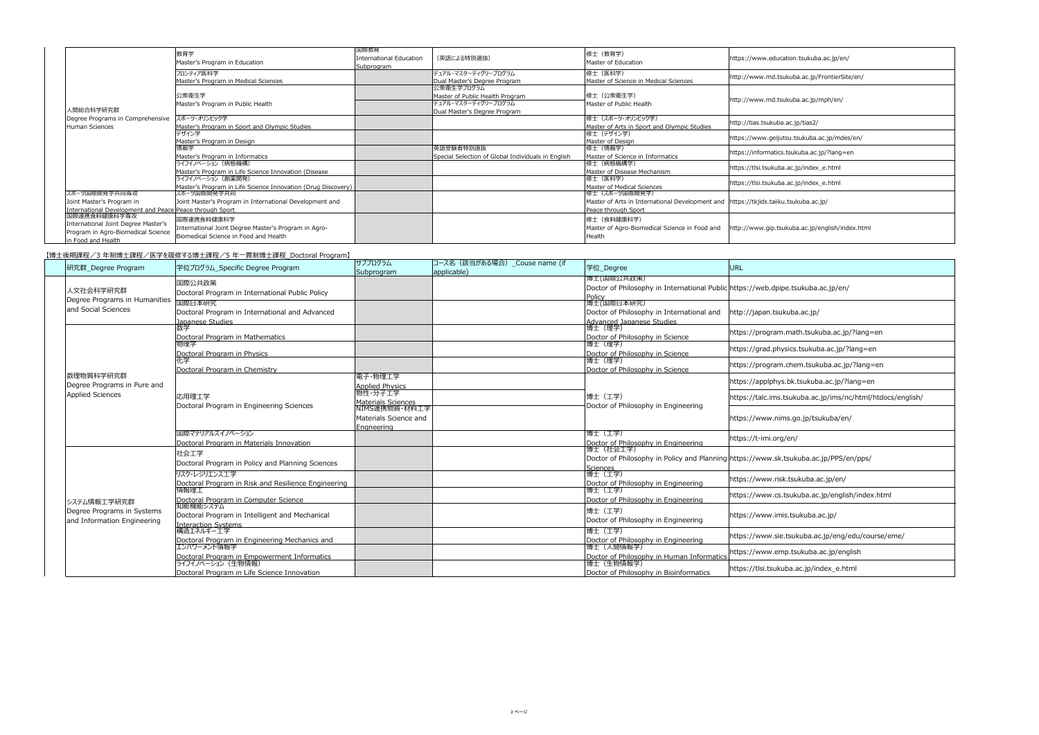| | | | | | |
|---|---|---|---|---|---|
| 人間総合科学研究群 Degree Programs in Comprehensive Human Sciences | 教育学 Master's Program in Education | 国際教育 International Education Subprogram | （英語による特別選抜） | 修士（教育学） Master of Education | https://www.education.tsukuba.ac.jp/en/ |
| | フロンティア医科学 Master's Program in Medical Sciences | | デュアル・マスターディグリープログラム Dual Master's Degree Program | 修士（医科学） Master of Science in Medical Sciences | http://www.md.tsukuba.ac.jp/FrontierSite/en/ |
| | 公衆衛生学 Master's Program in Public Health | | 公衆衛生学プログラム Master of Public Health Program | 修士（公衆衛生学） Master of Public Health | http://www.md.tsukuba.ac.jp/mph/en/ |
| | | | デュアル・マスターディグリープログラム Dual Master's Degree Program | | |
| | スポーツ・オリンピック学 Master's Program in Sport and Olympic Studies | | | 修士（スポーツ・オリンピック学） Master of Arts in Sport and Olympic Studies | http://tias.tsukuba.ac.jp/tias2/ |
| | デザイン学 Master's Program in Design | | | 修士（デザイン学） Master of Design | https://www.geijutsu.tsukuba.ac.jp/mdes/en/ |
| | 情報学 Master's Program in Informatics | | 英語受験者特別選抜 Special Selection of Global Individuals in English | 修士（情報学） Master of Science in Informatics | https://informatics.tsukuba.ac.jp/?lang=en |
| | ライフイノベーション（病態機構） Master's Program in Life Science Innovation (Disease | | | 修士（病態機構学） Master of Disease Mechanism | https://tlsi.tsukuba.ac.jp/index_e.html |
| | ライフイノベーション（創薬開発） Master's Program in Life Science Innovation (Drug Discovery) | | | 修士（医科学） Master of Medical Sciences | https://tlsi.tsukuba.ac.jp/index_e.html |
| スポーツ国際開発学共同専攻 Joint Master's Program in International Development and Peace through Sport | スポーツ国際開発学共同 Joint Master's Program in International Development and | | | 修士（スポーツ国際開発学） Master of Arts in International Development and Peace through Sport | https://tkjids.taiiku.tsukuba.ac.jp/ |
| 国際連携食料健康科学専攻 International Joint Degree Master's Program in Agro-Biomedical Science in Food and Health | 国際連携食料健康科学 International Joint Degree Master's Program in Agro-Biomedical Science in Food and Health | | | 修士（食料健康科学） Master of Agro-Biomedical Science in Food and Health | http://www.gip.tsukuba.ac.jp/english/index.html |

【博士後期課程／3 年制博士課程／医学を履修する博士課程／5 年一貫制博士課程_Doctoral Program】

| 研究群_Degree Program | 学位プログラム_Specific Degree Program | サブプログラム Subprogram | コース名（該当がある場合）_Couse name (if applicable) | 学位_Degree | URL |
|---|---|---|---|---|---|
| 人文社会科学研究群 Degree Programs in Humanities and Social Sciences | 国際公共政策 Doctoral Program in International Public Policy | | | 博士(国際公共政策) Doctor of Philosophy in International Public Policy | https://web.dpipe.tsukuba.ac.jp/en/ |
| | 国際日本研究 Doctoral Program in International and Advanced Japanese Studies | | | 博士(国際日本研究) Doctor of Philosophy in International and Advanced Japanese Studies | http://japan.tsukuba.ac.jp/ |
| 数理物質科学研究群 Degree Programs in Pure and Applied Sciences | 数学 Doctoral Program in Mathematics | | | 博士（理学） Doctor of Philosophy in Science | https://program.math.tsukuba.ac.jp/?lang=en |
| | 物理学 Doctoral Program in Physics | | | 博士（理学） Doctor of Philosophy in Science | https://grad.physics.tsukuba.ac.jp/?lang=en |
| | 化学 Doctoral Program in Chemistry | | | 博士（理学） Doctor of Philosophy in Science | https://program.chem.tsukuba.ac.jp/?lang=en |
| | 応用理工学 Doctoral Program in Engineering Sciences | 電子・物理工学 Applied Physics | | 博士（工学） Doctor of Philosophy in Engineering | https://applphys.bk.tsukuba.ac.jp/?lang=en |
| | | 物性・分子工学 Materials Sciences | | | https://talc.ims.tsukuba.ac.jp/ims/nc/html/htdocs/english/ |
| | | NIMS連携物質・材料工学 Materials Science and Engneering | | | https://www.nims.go.jp/tsukuba/en/ |
| | 国際マテリアルズイノベーション Doctoral Program in Materials Innovation | | | 博士（工学） Doctor of Philosophy in Engineering | https://t-imi.org/en/ |
| システム情報工学研究群 Degree Programs in Systems and Information Engineering | 社会工学 Doctoral Program in Policy and Planning Sciences | | | 博士（社会工学） Doctor of Philosophy in Policy and Planning Sciences | https://www.sk.tsukuba.ac.jp/PPS/en/pps/ |
| | リスク・レジリエンス工学 Doctoral Program in Risk and Resilience Engineering | | | 博士（工学） Doctor of Philosophy in Engineering | https://www.risk.tsukuba.ac.jp/en/ |
| | 情報理工 Doctoral Program in Computer Science | | | 博士（工学） Doctor of Philosophy in Engineering | https://www.cs.tsukuba.ac.jp/english/index.html |
| | 知能機能システム Doctoral Program in Intelligent and Mechanical Interaction Systems | | | 博士（工学） Doctor of Philosophy in Engineering | https://www.imis.tsukuba.ac.jp/ |
| | 構造エネルギー工学 Doctoral Program in Engineering Mechanics and | | | 博士（工学） Doctor of Philosophy in Engineering | https://www.sie.tsukuba.ac.jp/eng/edu/course/eme/ |
| | エンパワーメント情報学 Doctoral Program in Empowerment Informatics | | | 博士（人間情報学） Doctor of Philosophy in Human Informatics | https://www.emp.tsukuba.ac.jp/english |
| | ライフイノベーション（生物情報） Doctoral Program in Life Science Innovation | | | 博士（生物情報学） Doctor of Philosophy in Bioinformatics | https://tlsi.tsukuba.ac.jp/index_e.html |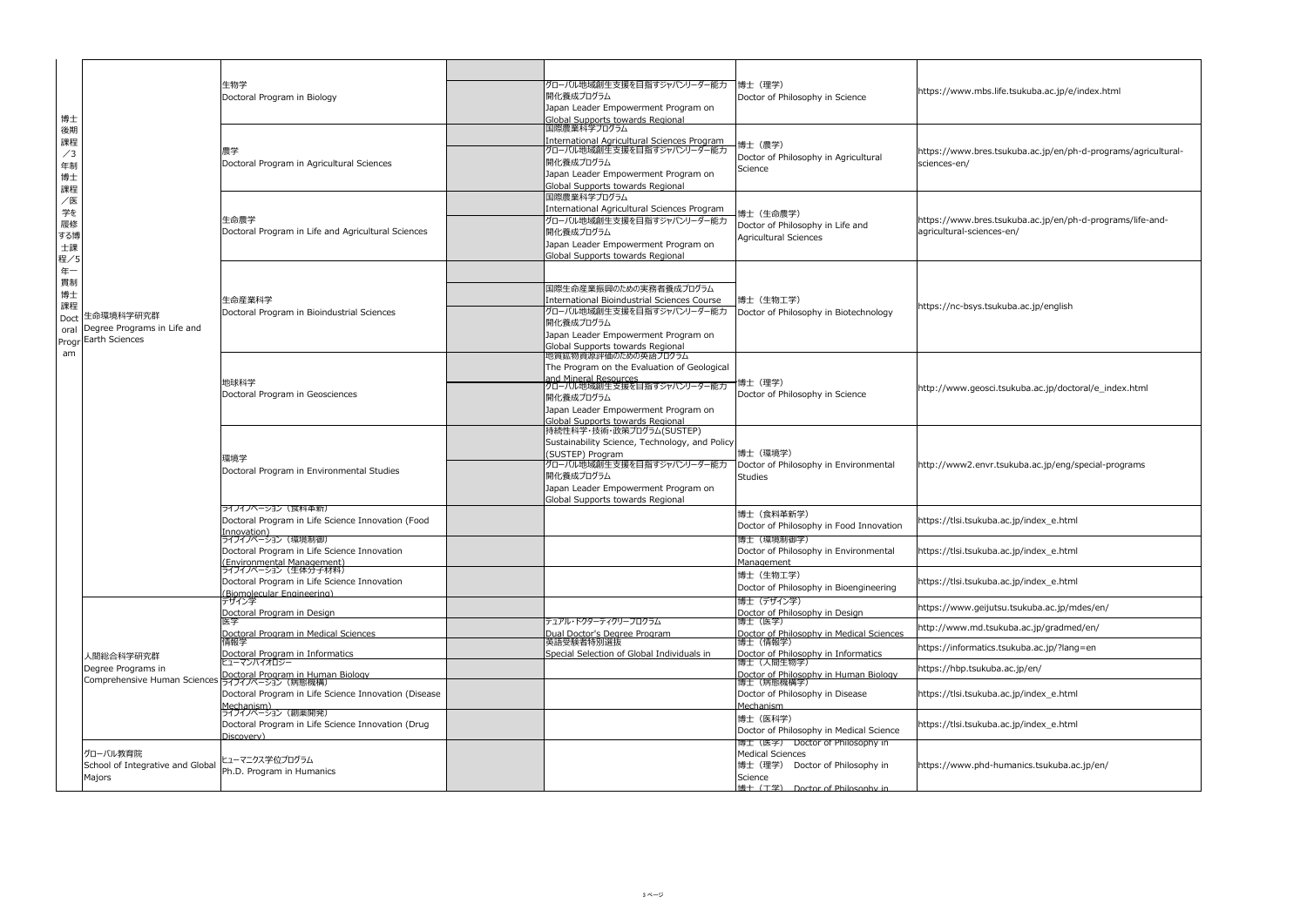| | | | | | | |
|---|---|---|---|---|---|---|
| 博士後期課程／3年制博士課程／医学を履修する博士課程／5年一貫制博士課程 Doctoral Program | 生命環境科学研究群 Degree Programs in Life and Earth Sciences | 生物学 Doctoral Program in Biology | | グローバル地域創生支援を目指すジャパンリーダー能力開化養成プログラム Japan Leader Empowerment Program on Global Supports towards Regional | 博士（理学） Doctor of Philosophy in Science | https://www.mbs.life.tsukuba.ac.jp/e/index.html |
| | | 農学 Doctoral Program in Agricultural Sciences | | 国際農業科学プログラム International Agricultural Sciences Program<br>グローバル地域創生支援を目指すジャパンリーダー能力開化養成プログラム Japan Leader Empowerment Program on Global Supports towards Regional | 博士（農学） Doctor of Philosophy in Agricultural Science | https://www.bres.tsukuba.ac.jp/en/ph-d-programs/agricultural-sciences-en/ |
| | | 生命農学 Doctoral Program in Life and Agricultural Sciences | | 国際農業科学プログラム International Agricultural Sciences Program<br>グローバル地域創生支援を目指すジャパンリーダー能力開化養成プログラム Japan Leader Empowerment Program on Global Supports towards Regional | 博士（生命農学） Doctor of Philosophy in Life and Agricultural Sciences | https://www.bres.tsukuba.ac.jp/en/ph-d-programs/life-and-agricultural-sciences-en/ |
| | | 生命産業科学 Doctoral Program in Bioindustrial Sciences | | 国際生命産業振興のための実務者養成プログラム International Bioindustrial Sciences Course<br>グローバル地域創生支援を目指すジャパンリーダー能力開化養成プログラム Japan Leader Empowerment Program on Global Supports towards Regional | 博士（生物工学） Doctor of Philosophy in Biotechnology | https://nc-bsys.tsukuba.ac.jp/english |
| | | 地球科学 Doctoral Program in Geosciences | | 地質鉱物資源評価のための英語プログラム The Program on the Evaluation of Geological and Mineral Resources<br>グローバル地域創生支援を目指すジャパンリーダー能力開化養成プログラム Japan Leader Empowerment Program on Global Supports towards Regional | 博士（理学） Doctor of Philosophy in Science | http://www.geosci.tsukuba.ac.jp/doctoral/e_index.html |
| | | 環境学 Doctoral Program in Environmental Studies | | 持続性科学・技術・政策プログラム(SUSTEP) Sustainability Science, Technology, and Policy (SUSTEP) Program<br>グローバル地域創生支援を目指すジャパンリーダー能力開化養成プログラム Japan Leader Empowerment Program on Global Supports towards Regional | 博士（環境学） Doctor of Philosophy in Environmental Studies | http://www2.envr.tsukuba.ac.jp/eng/special-programs |
| | | ライフイノベーション（食料革新） Doctoral Program in Life Science Innovation (Food Innovation) | | | 博士（食料革新学） Doctor of Philosophy in Food Innovation | https://tlsi.tsukuba.ac.jp/index_e.html |
| | | ライフイノベーション（環境制御） Doctoral Program in Life Science Innovation (Environmental Management) | | | 博士（環境制御学） Doctor of Philosophy in Environmental Management | https://tlsi.tsukuba.ac.jp/index_e.html |
| | | ライフイノベーション（生体分子材料） Doctoral Program in Life Science Innovation (Biomolecular Engineering) | | | 博士（生物工学） Doctor of Philosophy in Bioengineering | https://tlsi.tsukuba.ac.jp/index_e.html |
| | 人間総合科学研究群 Degree Programs in Comprehensive Human Sciences | デザイン学 Doctoral Program in Design | | | 博士（デザイン学） Doctor of Philosophy in Design | https://www.geijutsu.tsukuba.ac.jp/mdes/en/ |
| | | 医学 Doctoral Program in Medical Sciences | | デュアル・ドクターディグリープログラム Dual Doctor's Degree Program | 博士（医学） Doctor of Philosophy in Medical Sciences | http://www.md.tsukuba.ac.jp/gradmed/en/ |
| | | 情報学 Doctoral Program in Informatics | | 英語受験者特別選抜 Special Selection of Global Individuals in | 博士（情報学） Doctor of Philosophy in Informatics | https://informatics.tsukuba.ac.jp/?lang=en |
| | | ヒューマンバイオロジー Doctoral Program in Human Biology | | | 博士（人間生物学） Doctor of Philosophy in Human Biology | https://hbp.tsukuba.ac.jp/en/ |
| | | ライフイノベーション（病態機構） Doctoral Program in Life Science Innovation (Disease Mechanism) | | | 博士（病態機構学） Doctor of Philosophy in Disease Mechanism | https://tlsi.tsukuba.ac.jp/index_e.html |
| | | ライフイノベーション（創薬開発） Doctoral Program in Life Science Innovation (Drug Discovery) | | | 博士（医科学） Doctor of Philosophy in Medical Science | https://tlsi.tsukuba.ac.jp/index_e.html |
| | グローバル教育院 School of Integrative and Global Majors | ヒューマニクス学位プログラム Ph.D. Program in Humanics | | | 博士（医学） Doctor of Philosophy in Medical Sciences<br>博士（理学） Doctor of Philosophy in Science<br>博士（工学） Doctor of Philosophy in | https://www.phd-humanics.tsukuba.ac.jp/en/ |